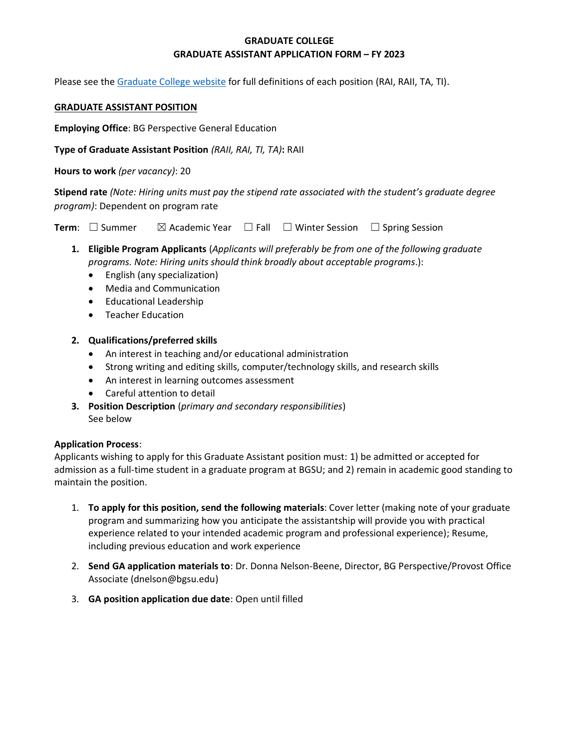**GRADUATE COLLEGE**
**GRADUATE ASSISTANT APPLICATION FORM – FY 2023**

Please see the [Graduate College website](#) for full definitions of each position (RAI, RAII, TA, TI).

**GRADUATE ASSISTANT POSITION**

**Employing Office**: BG Perspective General Education

**Type of Graduate Assistant Position** *(RAII, RAI, TI, TA)***:** RAII

**Hours to work** *(per vacancy)*: 20

**Stipend rate** *(Note: Hiring units must pay the stipend rate associated with the student's graduate degree program)*: Dependent on program rate

**Term**: ☐ Summer ☒ Academic Year ☐ Fall ☐ Winter Session ☐ Spring Session

1. **Eligible Program Applicants** (*Applicants will preferably be from one of the following graduate programs. Note: Hiring units should think broadly about acceptable programs*.):
   - English (any specialization)
   - Media and Communication
   - Educational Leadership
   - Teacher Education

2. **Qualifications/preferred skills**
   - An interest in teaching and/or educational administration
   - Strong writing and editing skills, computer/technology skills, and research skills
   - An interest in learning outcomes assessment
   - Careful attention to detail

3. **Position Description** (*primary and secondary responsibilities*)
   See below

**Application Process**:
Applicants wishing to apply for this Graduate Assistant position must: 1) be admitted or accepted for admission as a full-time student in a graduate program at BGSU; and 2) remain in academic good standing to maintain the position.

1. **To apply for this position, send the following materials**: Cover letter (making note of your graduate program and summarizing how you anticipate the assistantship will provide you with practical experience related to your intended academic program and professional experience); Resume, including previous education and work experience

2. **Send GA application materials to**: Dr. Donna Nelson-Beene, Director, BG Perspective/Provost Office Associate (dnelson@bgsu.edu)

3. **GA position application due date**: Open until filled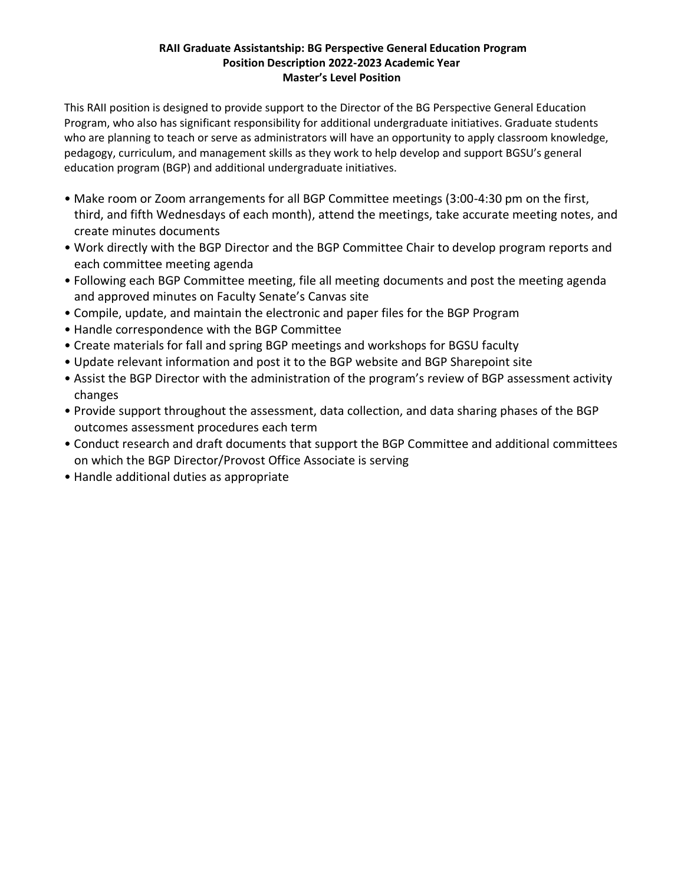**RAII Graduate Assistantship: BG Perspective General Education Program**
**Position Description 2022-2023 Academic Year**
**Master's Level Position**

This RAII position is designed to provide support to the Director of the BG Perspective General Education Program, who also has significant responsibility for additional undergraduate initiatives. Graduate students who are planning to teach or serve as administrators will have an opportunity to apply classroom knowledge, pedagogy, curriculum, and management skills as they work to help develop and support BGSU's general education program (BGP) and additional undergraduate initiatives.

- Make room or Zoom arrangements for all BGP Committee meetings (3:00-4:30 pm on the first, third, and fifth Wednesdays of each month), attend the meetings, take accurate meeting notes, and create minutes documents
- Work directly with the BGP Director and the BGP Committee Chair to develop program reports and each committee meeting agenda
- Following each BGP Committee meeting, file all meeting documents and post the meeting agenda and approved minutes on Faculty Senate's Canvas site
- Compile, update, and maintain the electronic and paper files for the BGP Program
- Handle correspondence with the BGP Committee
- Create materials for fall and spring BGP meetings and workshops for BGSU faculty
- Update relevant information and post it to the BGP website and BGP Sharepoint site
- Assist the BGP Director with the administration of the program's review of BGP assessment activity changes
- Provide support throughout the assessment, data collection, and data sharing phases of the BGP outcomes assessment procedures each term
- Conduct research and draft documents that support the BGP Committee and additional committees on which the BGP Director/Provost Office Associate is serving
- Handle additional duties as appropriate